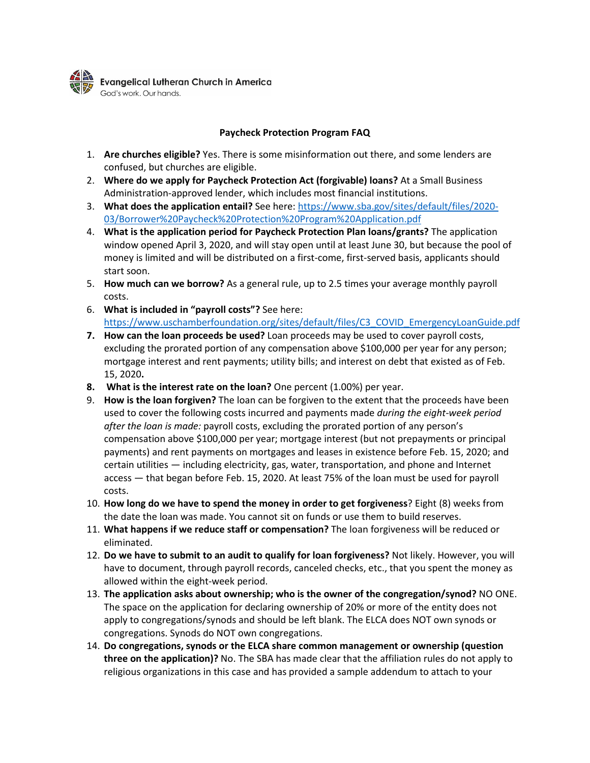Evangelical Lutheran Church in America
God's work. Our hands.

## Paycheck Protection Program FAQ

1. **Are churches eligible?** Yes. There is some misinformation out there, and some lenders are confused, but churches are eligible.
2. **Where do we apply for Paycheck Protection Act (forgivable) loans?** At a Small Business Administration-approved lender, which includes most financial institutions.
3. **What does the application entail?** See here: https://www.sba.gov/sites/default/files/2020-03/Borrower%20Paycheck%20Protection%20Program%20Application.pdf
4. **What is the application period for Paycheck Protection Plan loans/grants?** The application window opened April 3, 2020, and will stay open until at least June 30, but because the pool of money is limited and will be distributed on a first-come, first-served basis, applicants should start soon.
5. **How much can we borrow?** As a general rule, up to 2.5 times your average monthly payroll costs.
6. **What is included in "payroll costs"?** See here: https://www.uschamberfoundation.org/sites/default/files/C3_COVID_EmergencyLoanGuide.pdf
7. **How can the loan proceeds be used?** Loan proceeds may be used to cover payroll costs, excluding the prorated portion of any compensation above $100,000 per year for any person; mortgage interest and rent payments; utility bills; and interest on debt that existed as of Feb. 15, 2020**.**
8. **What is the interest rate on the loan?** One percent (1.00%) per year.
9. **How is the loan forgiven?** The loan can be forgiven to the extent that the proceeds have been used to cover the following costs incurred and payments made *during the eight-week period after the loan is made:* payroll costs, excluding the prorated portion of any person's compensation above $100,000 per year; mortgage interest (but not prepayments or principal payments) and rent payments on mortgages and leases in existence before Feb. 15, 2020; and certain utilities — including electricity, gas, water, transportation, and phone and Internet access — that began before Feb. 15, 2020. At least 75% of the loan must be used for payroll costs.
10. **How long do we have to spend the money in order to get forgiveness**? Eight (8) weeks from the date the loan was made. You cannot sit on funds or use them to build reserves.
11. **What happens if we reduce staff or compensation?** The loan forgiveness will be reduced or eliminated.
12. **Do we have to submit to an audit to qualify for loan forgiveness?** Not likely. However, you will have to document, through payroll records, canceled checks, etc., that you spent the money as allowed within the eight-week period.
13. **The application asks about ownership; who is the owner of the congregation/synod?** NO ONE. The space on the application for declaring ownership of 20% or more of the entity does not apply to congregations/synods and should be left blank. The ELCA does NOT own synods or congregations. Synods do NOT own congregations.
14. **Do congregations, synods or the ELCA share common management or ownership (question three on the application)?** No. The SBA has made clear that the affiliation rules do not apply to religious organizations in this case and has provided a sample addendum to attach to your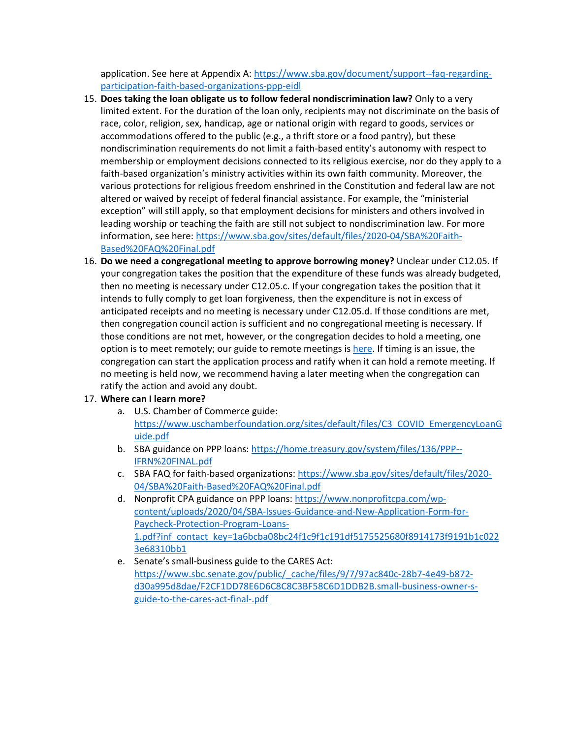application. See here at Appendix A: [https://www.sba.gov/document/support--faq-regarding-participation-faith-based-organizations-ppp-eidl](https://www.sba.gov/document/support--faq-regarding-participation-faith-based-organizations-ppp-eidl)

15. **Does taking the loan obligate us to follow federal nondiscrimination law?** Only to a very limited extent. For the duration of the loan only, recipients may not discriminate on the basis of race, color, religion, sex, handicap, age or national origin with regard to goods, services or accommodations offered to the public (e.g., a thrift store or a food pantry), but these nondiscrimination requirements do not limit a faith-based entity's autonomy with respect to membership or employment decisions connected to its religious exercise, nor do they apply to a faith-based organization's ministry activities within its own faith community. Moreover, the various protections for religious freedom enshrined in the Constitution and federal law are not altered or waived by receipt of federal financial assistance. For example, the "ministerial exception" will still apply, so that employment decisions for ministers and others involved in leading worship or teaching the faith are still not subject to nondiscrimination law. For more information, see here: [https://www.sba.gov/sites/default/files/2020-04/SBA%20Faith-Based%20FAQ%20Final.pdf](https://www.sba.gov/sites/default/files/2020-04/SBA%20Faith-Based%20FAQ%20Final.pdf)
16. **Do we need a congregational meeting to approve borrowing money?** Unclear under C12.05. If your congregation takes the position that the expenditure of these funds was already budgeted, then no meeting is necessary under C12.05.c. If your congregation takes the position that it intends to fully comply to get loan forgiveness, then the expenditure is not in excess of anticipated receipts and no meeting is necessary under C12.05.d. If those conditions are met, then congregation council action is sufficient and no congregational meeting is necessary. If those conditions are not met, however, or the congregation decides to hold a meeting, one option is to meet remotely; our guide to remote meetings is here. If timing is an issue, the congregation can start the application process and ratify when it can hold a remote meeting. If no meeting is held now, we recommend having a later meeting when the congregation can ratify the action and avoid any doubt.
17. **Where can I learn more?**
    a. U.S. Chamber of Commerce guide: [https://www.uschamberfoundation.org/sites/default/files/C3_COVID_EmergencyLoanGuide.pdf](https://www.uschamberfoundation.org/sites/default/files/C3_COVID_EmergencyLoanGuide.pdf)
    b. SBA guidance on PPP loans: [https://home.treasury.gov/system/files/136/PPP--IFRN%20FINAL.pdf](https://home.treasury.gov/system/files/136/PPP--IFRN%20FINAL.pdf)
    c. SBA FAQ for faith-based organizations: [https://www.sba.gov/sites/default/files/2020-04/SBA%20Faith-Based%20FAQ%20Final.pdf](https://www.sba.gov/sites/default/files/2020-04/SBA%20Faith-Based%20FAQ%20Final.pdf)
    d. Nonprofit CPA guidance on PPP loans: [https://www.nonprofitcpa.com/wp-content/uploads/2020/04/SBA-Issues-Guidance-and-New-Application-Form-for-Paycheck-Protection-Program-Loans-1.pdf?inf_contact_key=1a6bcba08bc24f1c9f1c191df5175525680f8914173f9191b1c0223e68310bb1](https://www.nonprofitcpa.com/wp-content/uploads/2020/04/SBA-Issues-Guidance-and-New-Application-Form-for-Paycheck-Protection-Program-Loans-1.pdf?inf_contact_key=1a6bcba08bc24f1c9f1c191df5175525680f8914173f9191b1c0223e68310bb1)
    e. Senate's small-business guide to the CARES Act: [https://www.sbc.senate.gov/public/_cache/files/9/7/97ac840c-28b7-4e49-b872-d30a995d8dae/F2CF1DD78E6D6C8C8C3BF58C6D1DDB2B.small-business-owner-s-guide-to-the-cares-act-final-.pdf](https://www.sbc.senate.gov/public/_cache/files/9/7/97ac840c-28b7-4e49-b872-d30a995d8dae/F2CF1DD78E6D6C8C8C3BF58C6D1DDB2B.small-business-owner-s-guide-to-the-cares-act-final-.pdf)